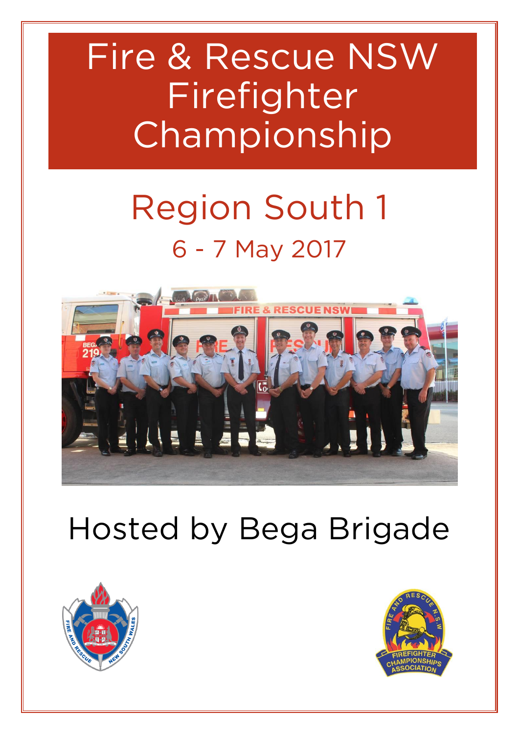# Fire & Rescue NSW Firefighter Championship

## Region South 1

### 6 - 7 May 2017

## Hosted by Bega Brigade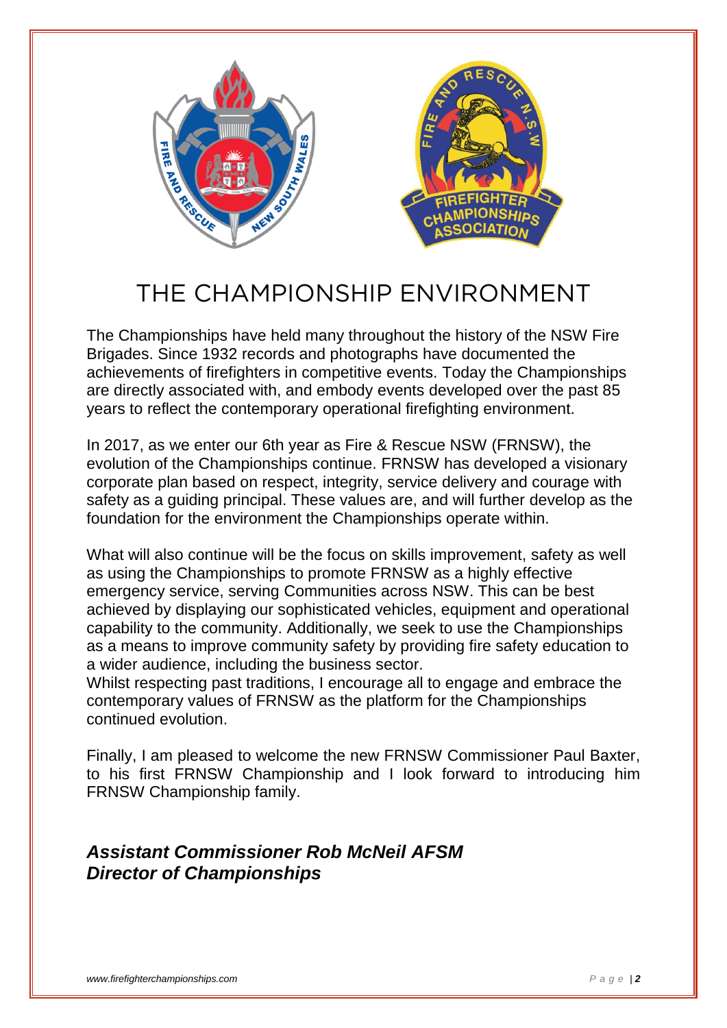# THE CHAMPIONSHIP ENVIRONMENT

The Championships have held many throughout the history of the NSW Fire Brigades. Since 1932 records and photographs have documented the achievements of firefighters in competitive events. Today the Championships are directly associated with, and embody events developed over the past 85 years to reflect the contemporary operational firefighting environment.

In 2017, as we enter our 6th year as Fire & Rescue NSW (FRNSW), the evolution of the Championships continue. FRNSW has developed a visionary corporate plan based on respect, integrity, service delivery and courage with safety as a guiding principal. These values are, and will further develop as the foundation for the environment the Championships operate within.

What will also continue will be the focus on skills improvement, safety as well as using the Championships to promote FRNSW as a highly effective emergency service, serving Communities across NSW. This can be best achieved by displaying our sophisticated vehicles, equipment and operational capability to the community. Additionally, we seek to use the Championships as a means to improve community safety by providing fire safety education to a wider audience, including the business sector.
Whilst respecting past traditions, I encourage all to engage and embrace the contemporary values of FRNSW as the platform for the Championships continued evolution.

Finally, I am pleased to welcome the new FRNSW Commissioner Paul Baxter, to his first FRNSW Championship and I look forward to introducing him FRNSW Championship family.

***Assistant Commissioner Rob McNeil AFSM***
***Director of Championships***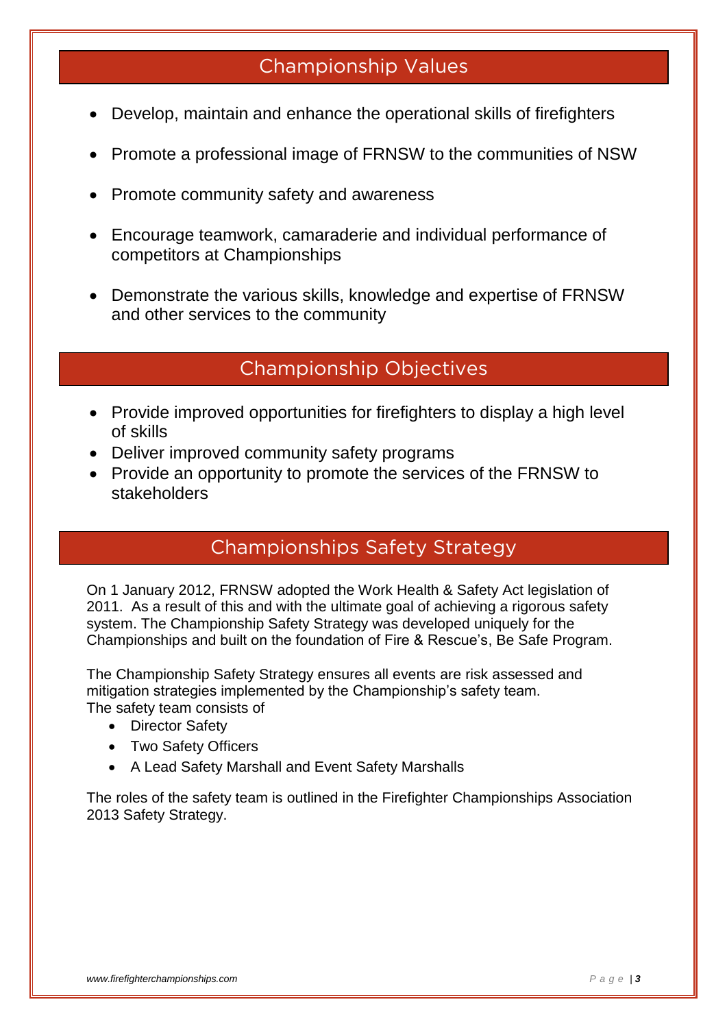## Championship Values

- Develop, maintain and enhance the operational skills of firefighters
- Promote a professional image of FRNSW to the communities of NSW
- Promote community safety and awareness
- Encourage teamwork, camaraderie and individual performance of competitors at Championships
- Demonstrate the various skills, knowledge and expertise of FRNSW and other services to the community

## Championship Objectives

- Provide improved opportunities for firefighters to display a high level of skills
- Deliver improved community safety programs
- Provide an opportunity to promote the services of the FRNSW to stakeholders

## Championships Safety Strategy

On 1 January 2012, FRNSW adopted the Work Health & Safety Act legislation of 2011. As a result of this and with the ultimate goal of achieving a rigorous safety system. The Championship Safety Strategy was developed uniquely for the Championships and built on the foundation of Fire & Rescue's, Be Safe Program.

The Championship Safety Strategy ensures all events are risk assessed and mitigation strategies implemented by the Championship's safety team.
The safety team consists of

- Director Safety
- Two Safety Officers
- A Lead Safety Marshall and Event Safety Marshalls

The roles of the safety team is outlined in the Firefighter Championships Association 2013 Safety Strategy.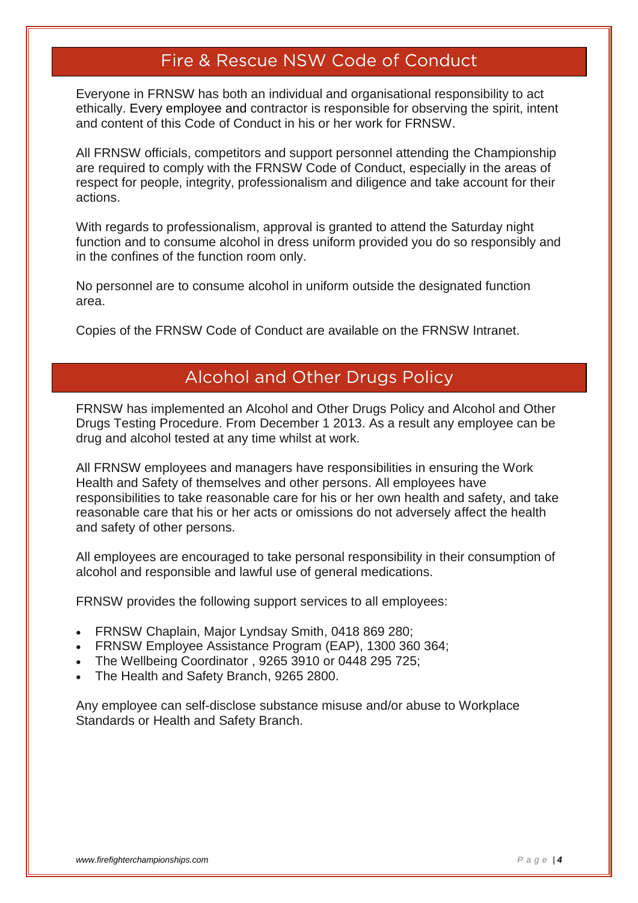## Fire & Rescue NSW Code of Conduct

Everyone in FRNSW has both an individual and organisational responsibility to act ethically. Every employee and contractor is responsible for observing the spirit, intent and content of this Code of Conduct in his or her work for FRNSW.

All FRNSW officials, competitors and support personnel attending the Championship are required to comply with the FRNSW Code of Conduct, especially in the areas of respect for people, integrity, professionalism and diligence and take account for their actions.

With regards to professionalism, approval is granted to attend the Saturday night function and to consume alcohol in dress uniform provided you do so responsibly and in the confines of the function room only.

No personnel are to consume alcohol in uniform outside the designated function area.

Copies of the FRNSW Code of Conduct are available on the FRNSW Intranet.

## Alcohol and Other Drugs Policy

FRNSW has implemented an Alcohol and Other Drugs Policy and Alcohol and Other Drugs Testing Procedure. From December 1 2013. As a result any employee can be drug and alcohol tested at any time whilst at work.

All FRNSW employees and managers have responsibilities in ensuring the Work Health and Safety of themselves and other persons. All employees have responsibilities to take reasonable care for his or her own health and safety, and take reasonable care that his or her acts or omissions do not adversely affect the health and safety of other persons.

All employees are encouraged to take personal responsibility in their consumption of alcohol and responsible and lawful use of general medications.

FRNSW provides the following support services to all employees:

- FRNSW Chaplain, Major Lyndsay Smith, 0418 869 280;
- FRNSW Employee Assistance Program (EAP), 1300 360 364;
- The Wellbeing Coordinator , 9265 3910 or 0448 295 725;
- The Health and Safety Branch, 9265 2800.

Any employee can self-disclose substance misuse and/or abuse to Workplace Standards or Health and Safety Branch.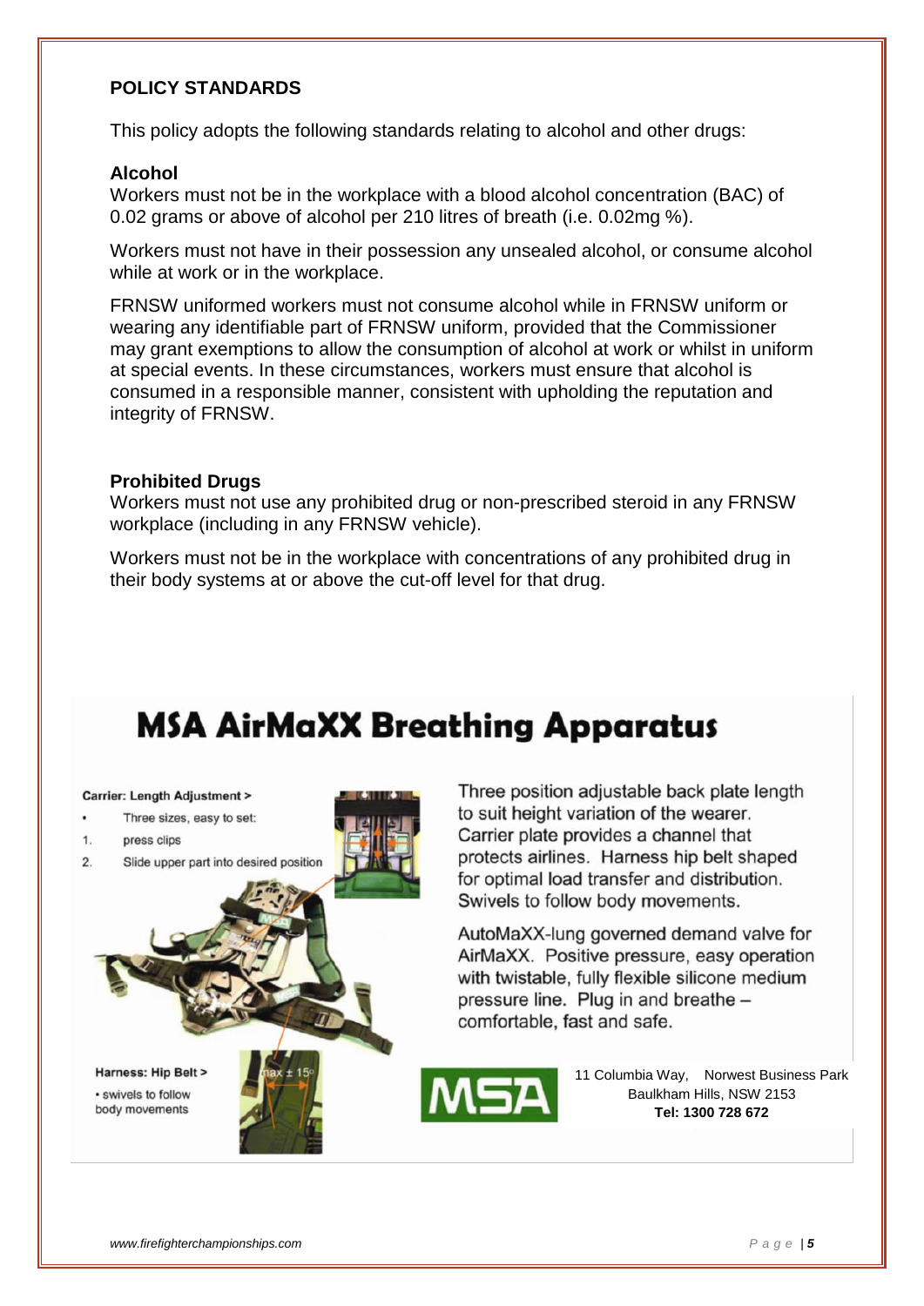## POLICY STANDARDS

This policy adopts the following standards relating to alcohol and other drugs:

### Alcohol

Workers must not be in the workplace with a blood alcohol concentration (BAC) of 0.02 grams or above of alcohol per 210 litres of breath (i.e. 0.02mg %).

Workers must not have in their possession any unsealed alcohol, or consume alcohol while at work or in the workplace.

FRNSW uniformed workers must not consume alcohol while in FRNSW uniform or wearing any identifiable part of FRNSW uniform, provided that the Commissioner may grant exemptions to allow the consumption of alcohol at work or whilst in uniform at special events. In these circumstances, workers must ensure that alcohol is consumed in a responsible manner, consistent with upholding the reputation and integrity of FRNSW.

### Prohibited Drugs

Workers must not use any prohibited drug or non-prescribed steroid in any FRNSW workplace (including in any FRNSW vehicle).

Workers must not be in the workplace with concentrations of any prohibited drug in their body systems at or above the cut-off level for that drug.

# MSA AirMaXX Breathing Apparatus

**Carrier: Length Adjustment >**

- Three sizes, easy to set:

1. press clips
2. Slide upper part into desired position

**Harness: Hip Belt >**

- swivels to follow body movements

max ± 15°

Three position adjustable back plate length to suit height variation of the wearer. Carrier plate provides a channel that protects airlines. Harness hip belt shaped for optimal load transfer and distribution. Swivels to follow body movements.

AutoMaXX-lung governed demand valve for AirMaXX. Positive pressure, easy operation with twistable, fully flexible silicone medium pressure line. Plug in and breathe – comfortable, fast and safe.

MSA

11 Columbia Way, Norwest Business Park
Baulkham Hills, NSW 2153
**Tel: 1300 728 672**

*www.firefighterchampionships.com*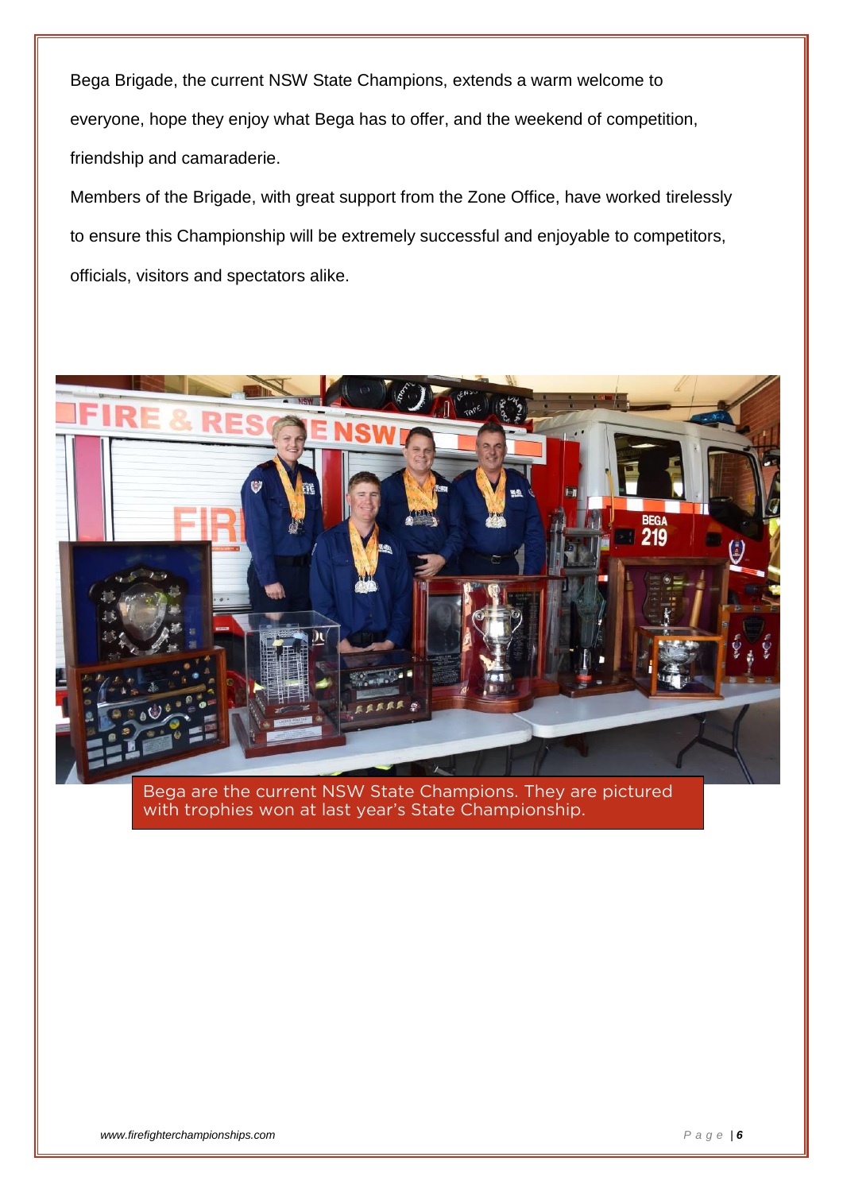Bega Brigade, the current NSW State Champions, extends a warm welcome to everyone, hope they enjoy what Bega has to offer, and the weekend of competition, friendship and camaraderie.

Members of the Brigade, with great support from the Zone Office, have worked tirelessly to ensure this Championship will be extremely successful and enjoyable to competitors, officials, visitors and spectators alike.

Bega are the current NSW State Champions. They are pictured with trophies won at last year's State Championship.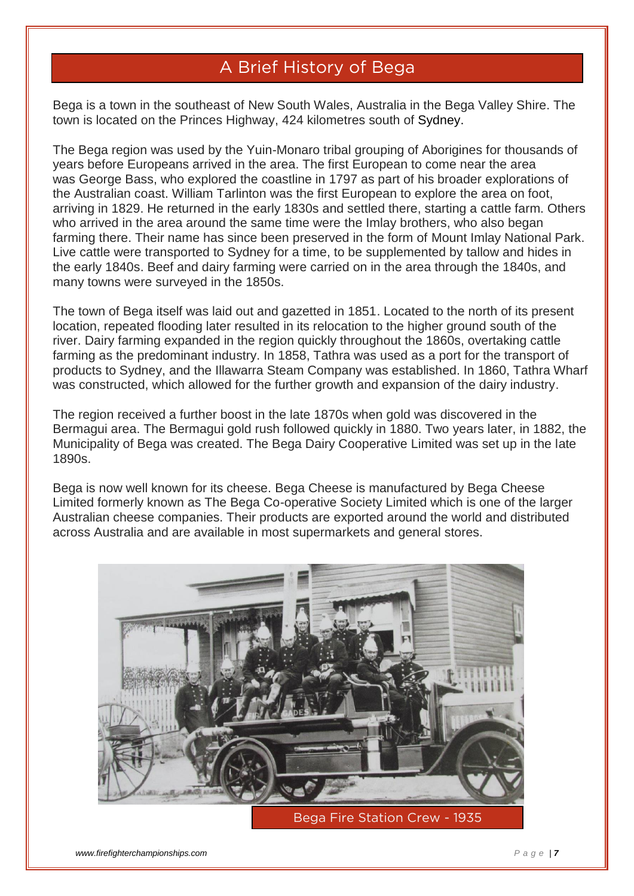# A Brief History of Bega

Bega is a town in the southeast of New South Wales, Australia in the Bega Valley Shire. The town is located on the Princes Highway, 424 kilometres south of Sydney.

The Bega region was used by the Yuin-Monaro tribal grouping of Aborigines for thousands of years before Europeans arrived in the area. The first European to come near the area was George Bass, who explored the coastline in 1797 as part of his broader explorations of the Australian coast. William Tarlinton was the first European to explore the area on foot, arriving in 1829. He returned in the early 1830s and settled there, starting a cattle farm. Others who arrived in the area around the same time were the Imlay brothers, who also began farming there. Their name has since been preserved in the form of Mount Imlay National Park. Live cattle were transported to Sydney for a time, to be supplemented by tallow and hides in the early 1840s. Beef and dairy farming were carried on in the area through the 1840s, and many towns were surveyed in the 1850s.

The town of Bega itself was laid out and gazetted in 1851. Located to the north of its present location, repeated flooding later resulted in its relocation to the higher ground south of the river. Dairy farming expanded in the region quickly throughout the 1860s, overtaking cattle farming as the predominant industry. In 1858, Tathra was used as a port for the transport of products to Sydney, and the Illawarra Steam Company was established. In 1860, Tathra Wharf was constructed, which allowed for the further growth and expansion of the dairy industry.

The region received a further boost in the late 1870s when gold was discovered in the Bermagui area. The Bermagui gold rush followed quickly in 1880. Two years later, in 1882, the Municipality of Bega was created. The Bega Dairy Cooperative Limited was set up in the late 1890s.

Bega is now well known for its cheese. Bega Cheese is manufactured by Bega Cheese Limited formerly known as The Bega Co-operative Society Limited which is one of the larger Australian cheese companies. Their products are exported around the world and distributed across Australia and are available in most supermarkets and general stores.

Bega Fire Station Crew - 1935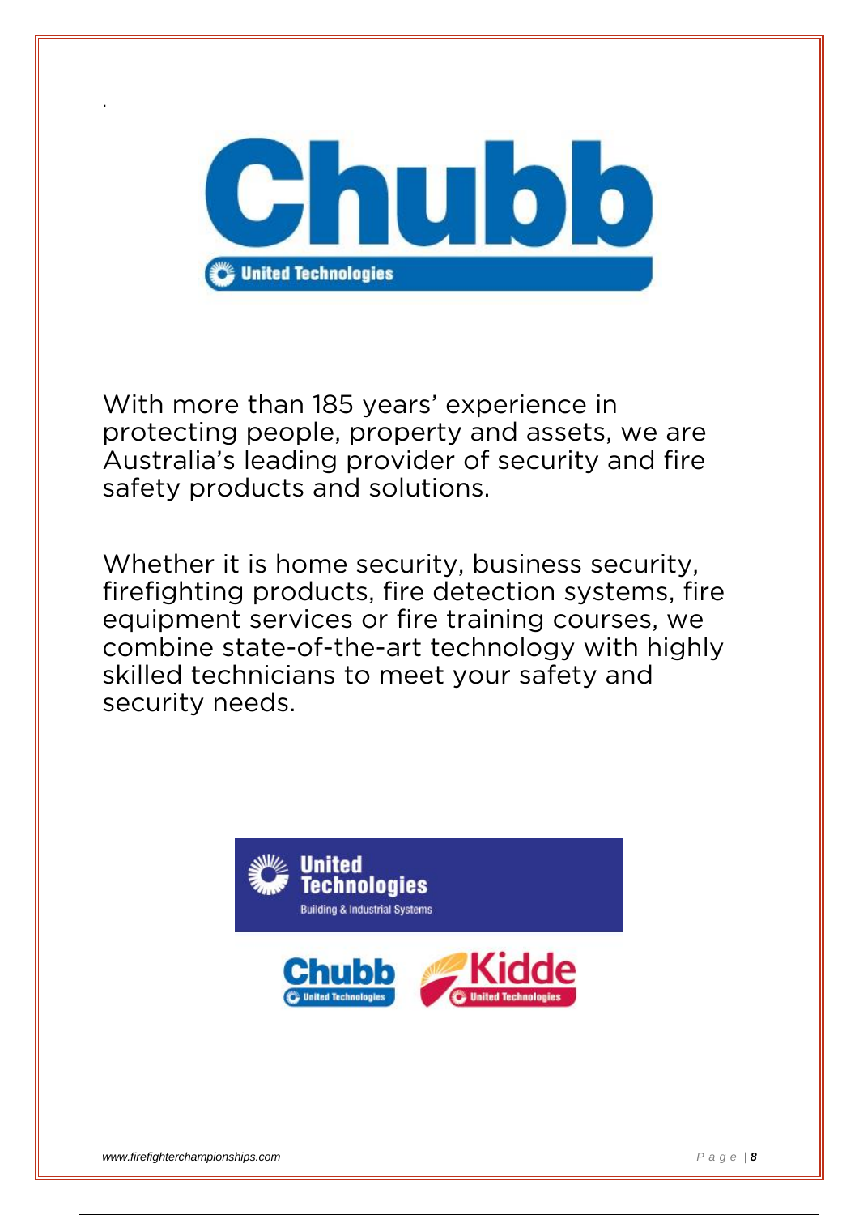With more than 185 years' experience in protecting people, property and assets, we are Australia's leading provider of security and fire safety products and solutions.

Whether it is home security, business security, firefighting products, fire detection systems, fire equipment services or fire training courses, we combine state-of-the-art technology with highly skilled technicians to meet your safety and security needs.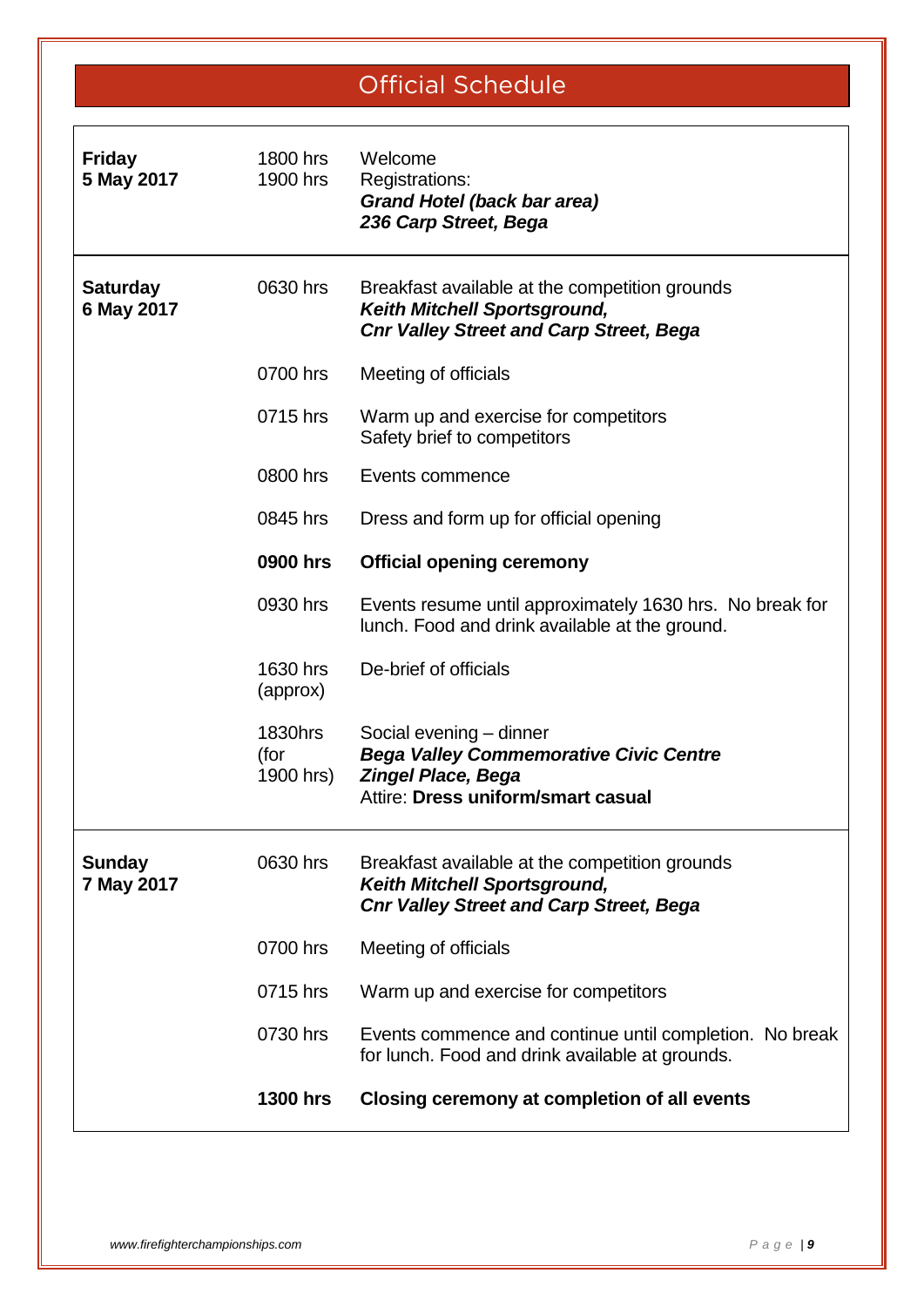# Official Schedule

| | | |
|---|---|---|
| **Friday 5 May 2017** | 1800 hrs<br>1900 hrs | Welcome<br>Registrations:<br>***Grand Hotel (back bar area)***<br>***236 Carp Street, Bega*** |
| **Saturday 6 May 2017** | 0630 hrs | Breakfast available at the competition grounds<br>***Keith Mitchell Sportsground,***<br>***Cnr Valley Street and Carp Street, Bega*** |
| | 0700 hrs | Meeting of officials |
| | 0715 hrs | Warm up and exercise for competitors<br>Safety brief to competitors |
| | 0800 hrs | Events commence |
| | 0845 hrs | Dress and form up for official opening |
| | **0900 hrs** | **Official opening ceremony** |
| | 0930 hrs | Events resume until approximately 1630 hrs. No break for lunch. Food and drink available at the ground. |
| | 1630 hrs (approx) | De-brief of officials |
| | 1830hrs (for 1900 hrs) | Social evening – dinner<br>***Bega Valley Commemorative Civic Centre***<br>***Zingel Place, Bega***<br>Attire: **Dress uniform/smart casual** |
| **Sunday 7 May 2017** | 0630 hrs | Breakfast available at the competition grounds<br>***Keith Mitchell Sportsground,***<br>***Cnr Valley Street and Carp Street, Bega*** |
| | 0700 hrs | Meeting of officials |
| | 0715 hrs | Warm up and exercise for competitors |
| | 0730 hrs | Events commence and continue until completion. No break for lunch. Food and drink available at grounds. |
| | **1300 hrs** | **Closing ceremony at completion of all events** |

*www.firefighterchampionships.com*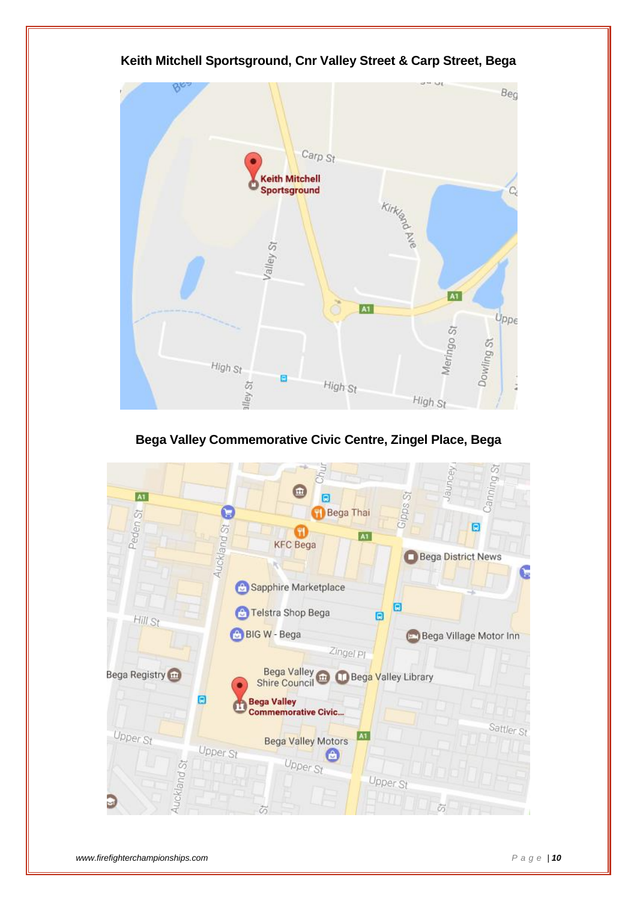**Keith Mitchell Sportsground, Cnr Valley Street & Carp Street, Bega**

**Bega Valley Commemorative Civic Centre, Zingel Place, Bega**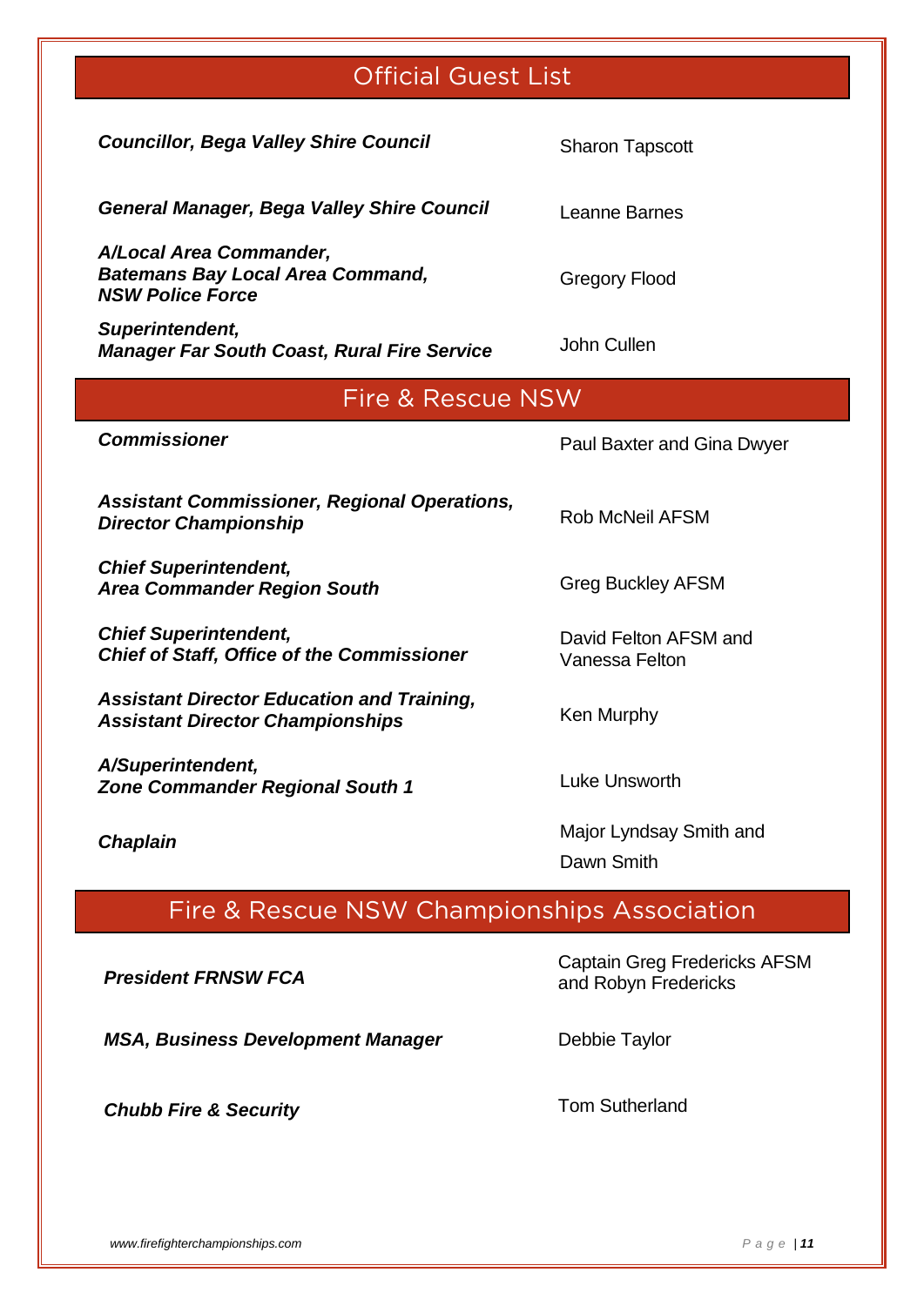## Official Guest List

| | |
|---|---|
| ***Councillor, Bega Valley Shire Council*** | Sharon Tapscott |
| ***General Manager, Bega Valley Shire Council*** | Leanne Barnes |
| ***A/Local Area Commander, Batemans Bay Local Area Command, NSW Police Force*** | Gregory Flood |
| ***Superintendent, Manager Far South Coast, Rural Fire Service*** | John Cullen |

## Fire & Rescue NSW

| | |
|---|---|
| ***Commissioner*** | Paul Baxter and Gina Dwyer |
| ***Assistant Commissioner, Regional Operations, Director Championship*** | Rob McNeil AFSM |
| ***Chief Superintendent, Area Commander Region South*** | Greg Buckley AFSM |
| ***Chief Superintendent, Chief of Staff, Office of the Commissioner*** | David Felton AFSM and Vanessa Felton |
| ***Assistant Director Education and Training, Assistant Director Championships*** | Ken Murphy |
| ***A/Superintendent, Zone Commander Regional South 1*** | Luke Unsworth |
| ***Chaplain*** | Major Lyndsay Smith and Dawn Smith |

## Fire & Rescue NSW Championships Association

| | |
|---|---|
| ***President FRNSW FCA*** | Captain Greg Fredericks AFSM and Robyn Fredericks |
| ***MSA, Business Development Manager*** | Debbie Taylor |
| ***Chubb Fire & Security*** | Tom Sutherland |

*www.firefighterchampionships.com*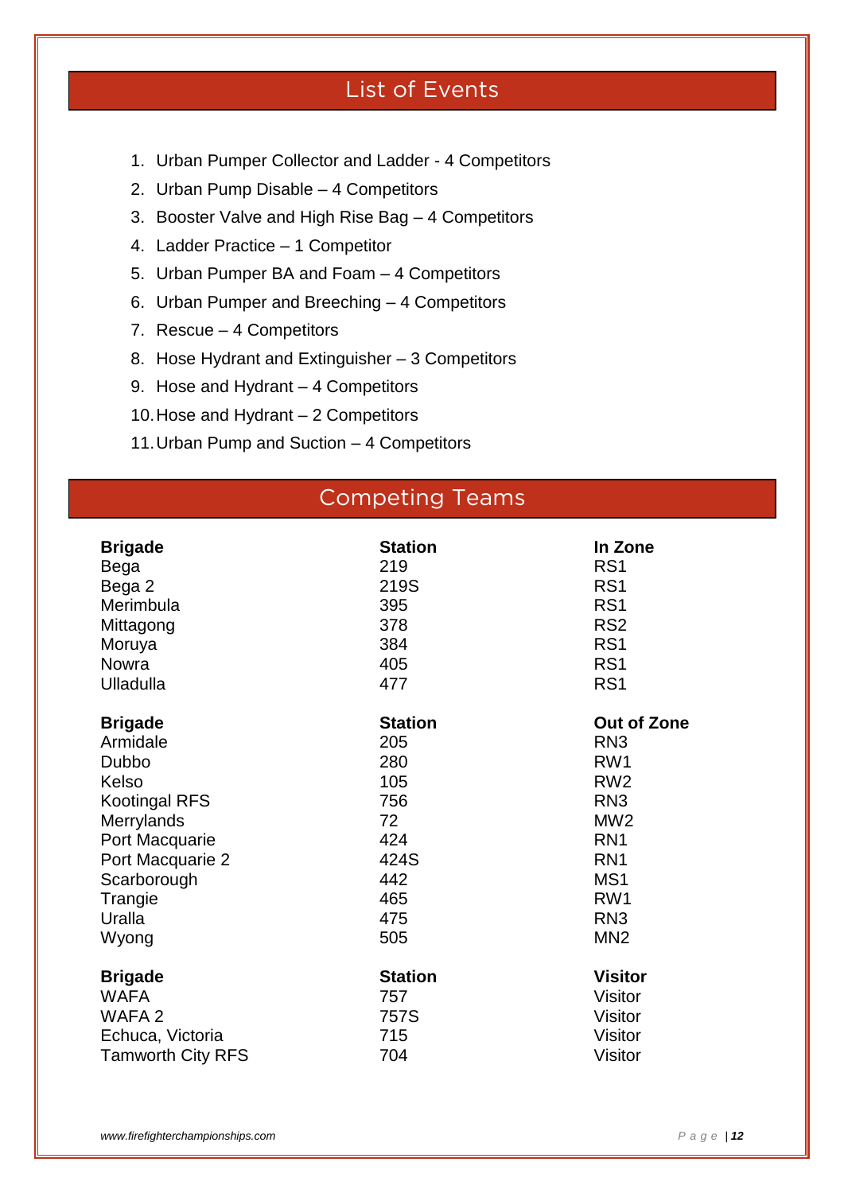## List of Events

1. Urban Pumper Collector and Ladder - 4 Competitors
2. Urban Pump Disable – 4 Competitors
3. Booster Valve and High Rise Bag – 4 Competitors
4. Ladder Practice – 1 Competitor
5. Urban Pumper BA and Foam – 4 Competitors
6. Urban Pumper and Breeching – 4 Competitors
7. Rescue – 4 Competitors
8. Hose Hydrant and Extinguisher – 3 Competitors
9. Hose and Hydrant – 4 Competitors
10. Hose and Hydrant – 2 Competitors
11. Urban Pump and Suction – 4 Competitors

## Competing Teams

| **Brigade** | **Station** | **In Zone** |
|---|---|---|
| Bega | 219 | RS1 |
| Bega 2 | 219S | RS1 |
| Merimbula | 395 | RS1 |
| Mittagong | 378 | RS2 |
| Moruya | 384 | RS1 |
| Nowra | 405 | RS1 |
| Ulladulla | 477 | RS1 |

| **Brigade** | **Station** | **Out of Zone** |
|---|---|---|
| Armidale | 205 | RN3 |
| Dubbo | 280 | RW1 |
| Kelso | 105 | RW2 |
| Kootingal RFS | 756 | RN3 |
| Merrylands | 72 | MW2 |
| Port Macquarie | 424 | RN1 |
| Port Macquarie 2 | 424S | RN1 |
| Scarborough | 442 | MS1 |
| Trangie | 465 | RW1 |
| Uralla | 475 | RN3 |
| Wyong | 505 | MN2 |

| **Brigade** | **Station** | **Visitor** |
|---|---|---|
| WAFA | 757 | Visitor |
| WAFA 2 | 757S | Visitor |
| Echuca, Victoria | 715 | Visitor |
| Tamworth City RFS | 704 | Visitor |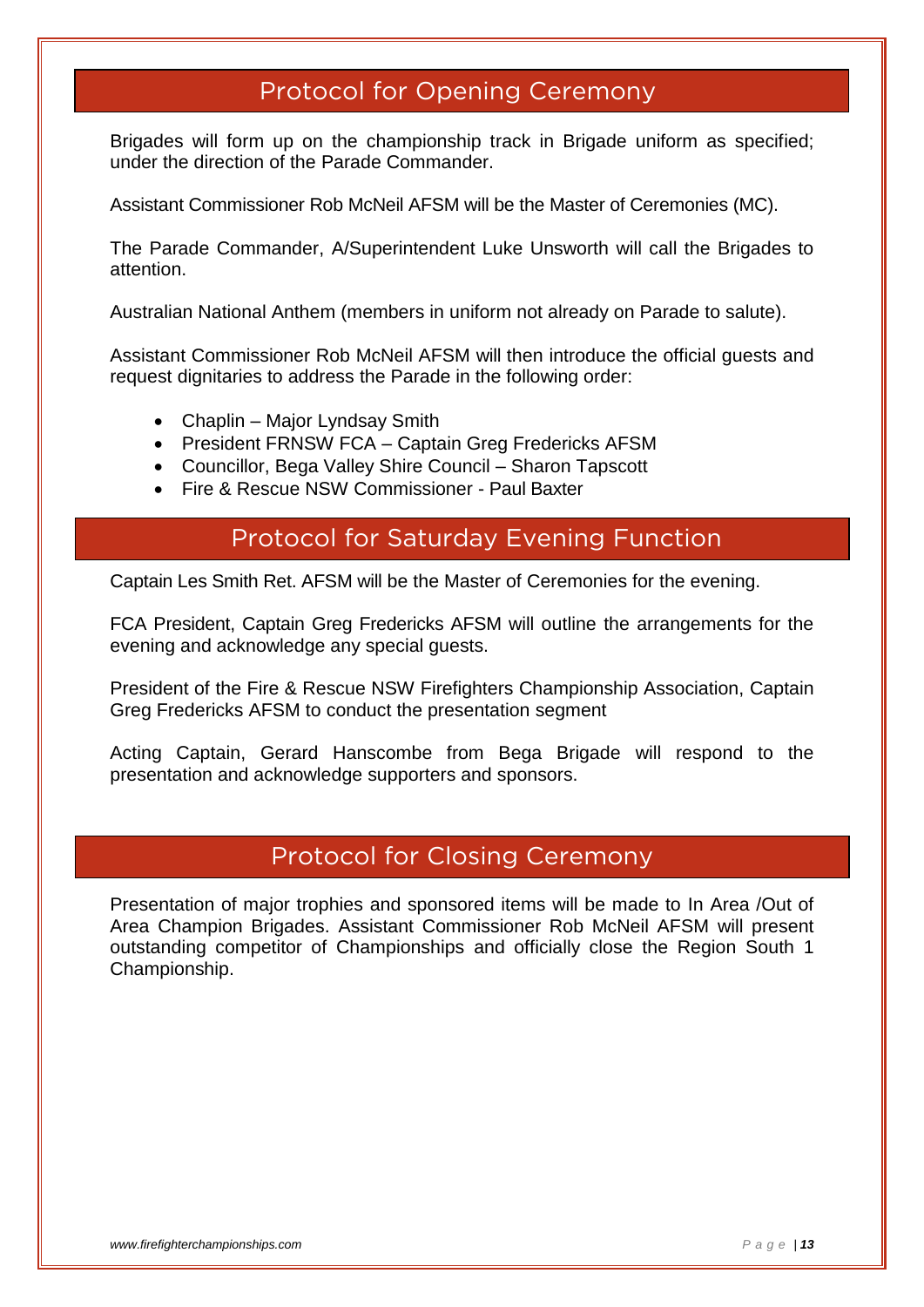## Protocol for Opening Ceremony

Brigades will form up on the championship track in Brigade uniform as specified; under the direction of the Parade Commander.

Assistant Commissioner Rob McNeil AFSM will be the Master of Ceremonies (MC).

The Parade Commander, A/Superintendent Luke Unsworth will call the Brigades to attention.

Australian National Anthem (members in uniform not already on Parade to salute).

Assistant Commissioner Rob McNeil AFSM will then introduce the official guests and request dignitaries to address the Parade in the following order:

- Chaplin – Major Lyndsay Smith
- President FRNSW FCA – Captain Greg Fredericks AFSM
- Councillor, Bega Valley Shire Council – Sharon Tapscott
- Fire & Rescue NSW Commissioner - Paul Baxter

## Protocol for Saturday Evening Function

Captain Les Smith Ret. AFSM will be the Master of Ceremonies for the evening.

FCA President, Captain Greg Fredericks AFSM will outline the arrangements for the evening and acknowledge any special guests.

President of the Fire & Rescue NSW Firefighters Championship Association, Captain Greg Fredericks AFSM to conduct the presentation segment

Acting Captain, Gerard Hanscombe from Bega Brigade will respond to the presentation and acknowledge supporters and sponsors.

## Protocol for Closing Ceremony

Presentation of major trophies and sponsored items will be made to In Area /Out of Area Champion Brigades. Assistant Commissioner Rob McNeil AFSM will present outstanding competitor of Championships and officially close the Region South 1 Championship.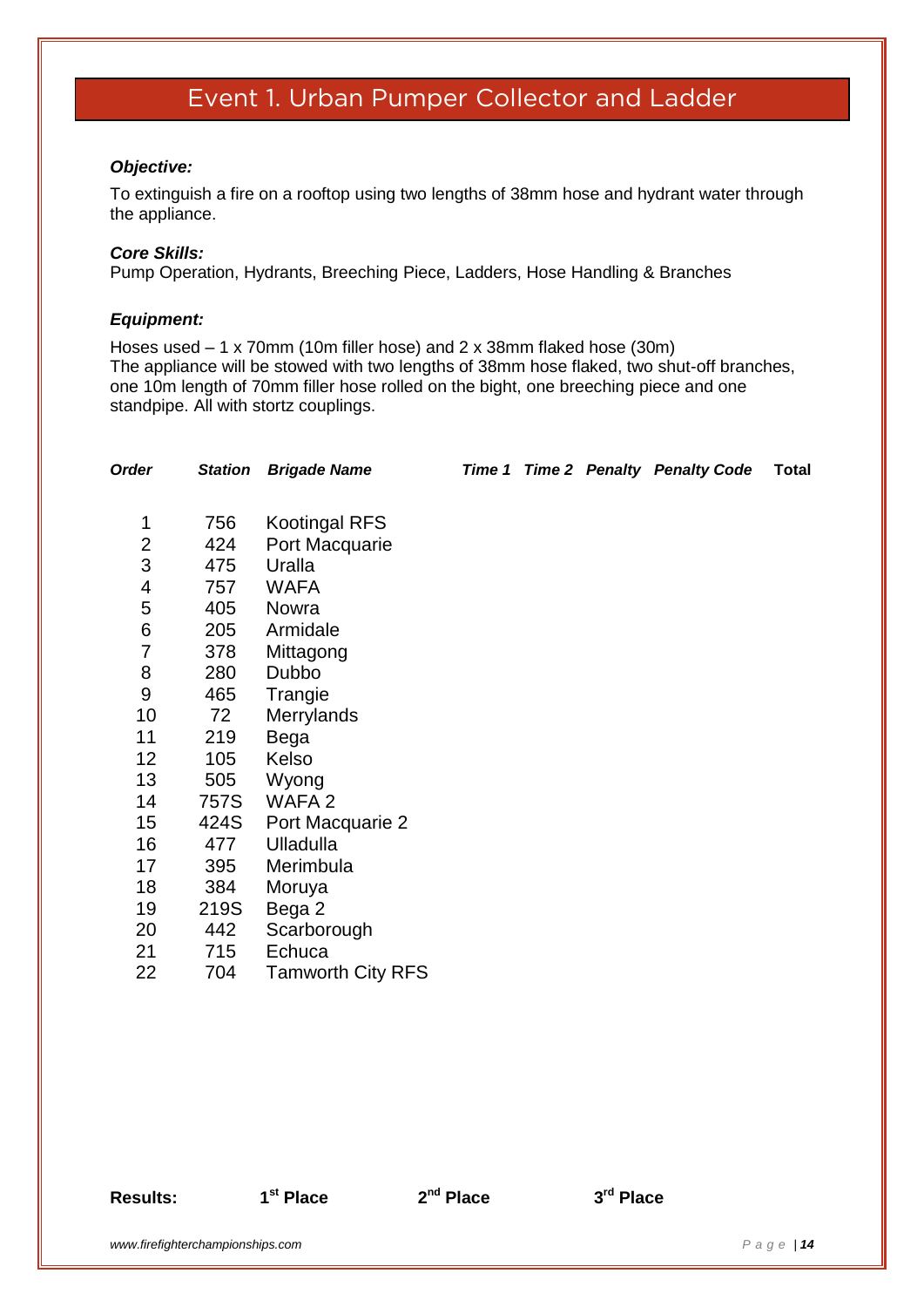# Event 1. Urban Pumper Collector and Ladder

***Objective:***

To extinguish a fire on a rooftop using two lengths of 38mm hose and hydrant water through the appliance.

***Core Skills:***

Pump Operation, Hydrants, Breeching Piece, Ladders, Hose Handling & Branches

***Equipment:***

Hoses used – 1 x 70mm (10m filler hose) and 2 x 38mm flaked hose (30m)
The appliance will be stowed with two lengths of 38mm hose flaked, two shut-off branches, one 10m length of 70mm filler hose rolled on the bight, one breeching piece and one standpipe. All with stortz couplings.

| *Order* | *Station* | *Brigade Name* | *Time 1* | *Time 2* | *Penalty* | *Penalty Code* | **Total** |
|---|---|---|---|---|---|---|---|
| 1 | 756 | Kootingal RFS | | | | | |
| 2 | 424 | Port Macquarie | | | | | |
| 3 | 475 | Uralla | | | | | |
| 4 | 757 | WAFA | | | | | |
| 5 | 405 | Nowra | | | | | |
| 6 | 205 | Armidale | | | | | |
| 7 | 378 | Mittagong | | | | | |
| 8 | 280 | Dubbo | | | | | |
| 9 | 465 | Trangie | | | | | |
| 10 | 72 | Merrylands | | | | | |
| 11 | 219 | Bega | | | | | |
| 12 | 105 | Kelso | | | | | |
| 13 | 505 | Wyong | | | | | |
| 14 | 757S | WAFA 2 | | | | | |
| 15 | 424S | Port Macquarie 2 | | | | | |
| 16 | 477 | Ulladulla | | | | | |
| 17 | 395 | Merimbula | | | | | |
| 18 | 384 | Moruya | | | | | |
| 19 | 219S | Bega 2 | | | | | |
| 20 | 442 | Scarborough | | | | | |
| 21 | 715 | Echuca | | | | | |
| 22 | 704 | Tamworth City RFS | | | | | |

**Results:** **1st Place** **2nd Place** **3rd Place**

*www.firefighterchampionships.com*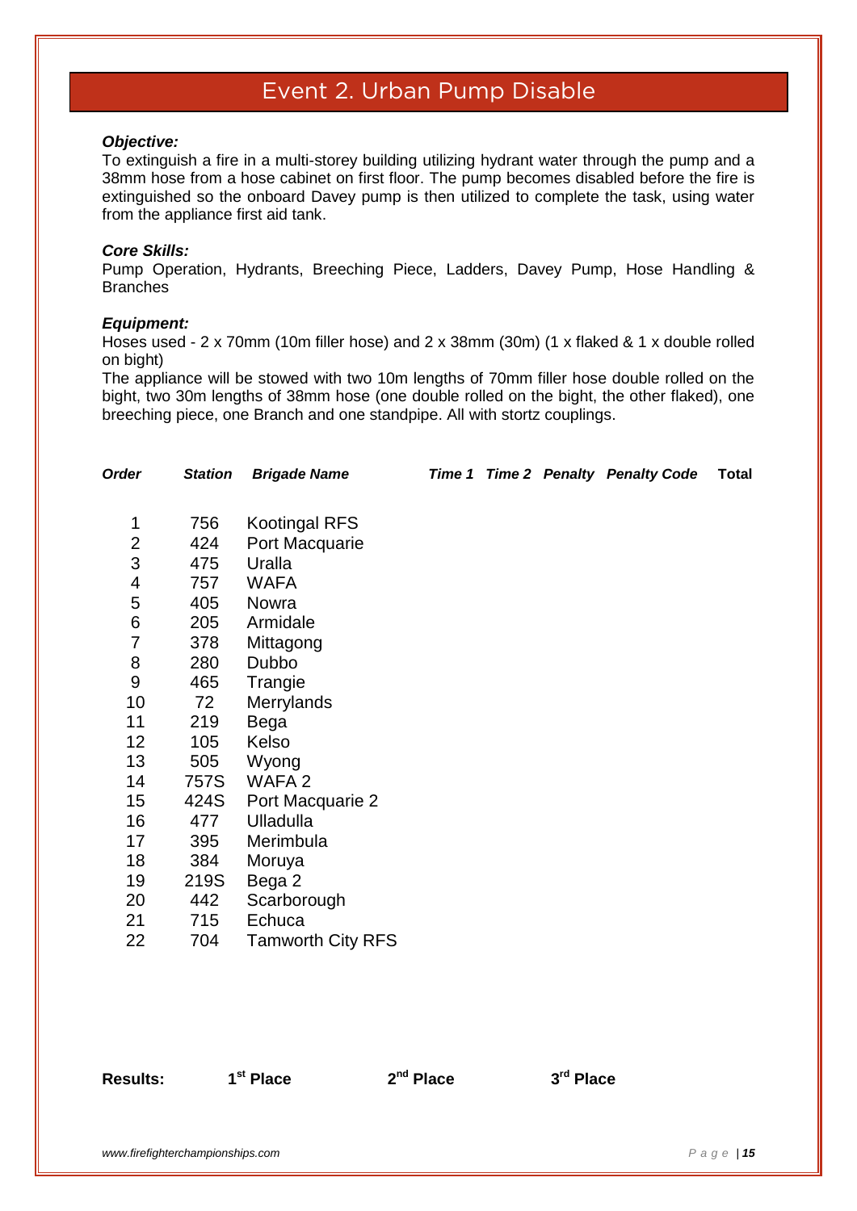# Event 2. Urban Pump Disable

***Objective:***

To extinguish a fire in a multi-storey building utilizing hydrant water through the pump and a 38mm hose from a hose cabinet on first floor. The pump becomes disabled before the fire is extinguished so the onboard Davey pump is then utilized to complete the task, using water from the appliance first aid tank.

***Core Skills:***

Pump Operation, Hydrants, Breeching Piece, Ladders, Davey Pump, Hose Handling & Branches

***Equipment:***

Hoses used - 2 x 70mm (10m filler hose) and 2 x 38mm (30m) (1 x flaked & 1 x double rolled on bight)

The appliance will be stowed with two 10m lengths of 70mm filler hose double rolled on the bight, two 30m lengths of 38mm hose (one double rolled on the bight, the other flaked), one breeching piece, one Branch and one standpipe. All with stortz couplings.

| *Order* | *Station* | *Brigade Name* | *Time 1* | *Time 2* | *Penalty* | *Penalty Code* | **Total** |
|---|---|---|---|---|---|---|---|
| 1 | 756 | Kootingal RFS | | | | | |
| 2 | 424 | Port Macquarie | | | | | |
| 3 | 475 | Uralla | | | | | |
| 4 | 757 | WAFA | | | | | |
| 5 | 405 | Nowra | | | | | |
| 6 | 205 | Armidale | | | | | |
| 7 | 378 | Mittagong | | | | | |
| 8 | 280 | Dubbo | | | | | |
| 9 | 465 | Trangie | | | | | |
| 10 | 72 | Merrylands | | | | | |
| 11 | 219 | Bega | | | | | |
| 12 | 105 | Kelso | | | | | |
| 13 | 505 | Wyong | | | | | |
| 14 | 757S | WAFA 2 | | | | | |
| 15 | 424S | Port Macquarie 2 | | | | | |
| 16 | 477 | Ulladulla | | | | | |
| 17 | 395 | Merimbula | | | | | |
| 18 | 384 | Moruya | | | | | |
| 19 | 219S | Bega 2 | | | | | |
| 20 | 442 | Scarborough | | | | | |
| 21 | 715 | Echuca | | | | | |
| 22 | 704 | Tamworth City RFS | | | | | |

**Results:** **1st Place** **2nd Place** **3rd Place**

*www.firefighterchampionships.com*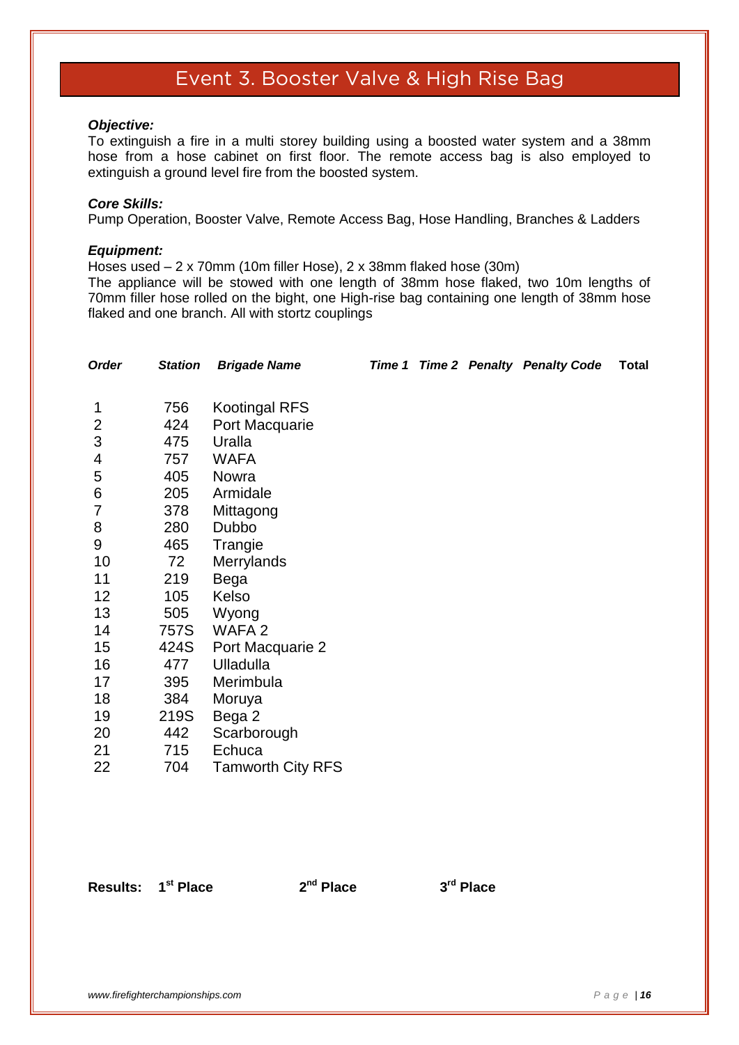# Event 3. Booster Valve & High Rise Bag

***Objective:***
To extinguish a fire in a multi storey building using a boosted water system and a 38mm hose from a hose cabinet on first floor. The remote access bag is also employed to extinguish a ground level fire from the boosted system.

***Core Skills:***
Pump Operation, Booster Valve, Remote Access Bag, Hose Handling, Branches & Ladders

***Equipment:***
Hoses used – 2 x 70mm (10m filler Hose), 2 x 38mm flaked hose (30m)
The appliance will be stowed with one length of 38mm hose flaked, two 10m lengths of 70mm filler hose rolled on the bight, one High-rise bag containing one length of 38mm hose flaked and one branch. All with stortz couplings

| *Order* | *Station* | *Brigade Name* | *Time 1* | *Time 2* | *Penalty* | *Penalty Code* | **Total** |
|---|---|---|---|---|---|---|---|
| 1 | 756 | Kootingal RFS | | | | | |
| 2 | 424 | Port Macquarie | | | | | |
| 3 | 475 | Uralla | | | | | |
| 4 | 757 | WAFA | | | | | |
| 5 | 405 | Nowra | | | | | |
| 6 | 205 | Armidale | | | | | |
| 7 | 378 | Mittagong | | | | | |
| 8 | 280 | Dubbo | | | | | |
| 9 | 465 | Trangie | | | | | |
| 10 | 72 | Merrylands | | | | | |
| 11 | 219 | Bega | | | | | |
| 12 | 105 | Kelso | | | | | |
| 13 | 505 | Wyong | | | | | |
| 14 | 757S | WAFA 2 | | | | | |
| 15 | 424S | Port Macquarie 2 | | | | | |
| 16 | 477 | Ulladulla | | | | | |
| 17 | 395 | Merimbula | | | | | |
| 18 | 384 | Moruya | | | | | |
| 19 | 219S | Bega 2 | | | | | |
| 20 | 442 | Scarborough | | | | | |
| 21 | 715 | Echuca | | | | | |
| 22 | 704 | Tamworth City RFS | | | | | |

**Results: 1st Place 2nd Place 3rd Place**

*www.firefighterchampionships.com*